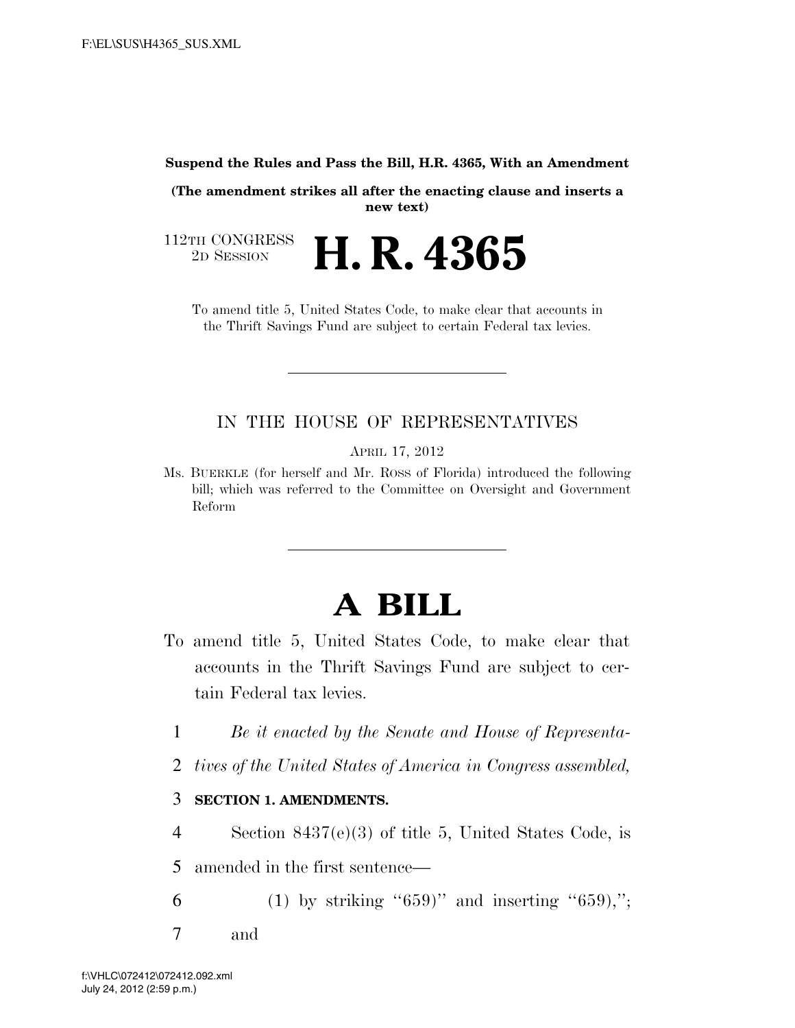**Suspend the Rules and Pass the Bill, H.R. 4365, With an Amendment**

**(The amendment strikes all after the enacting clause and inserts a new text)**

112TH CONGRESS
2D SESSION

# H. R. 4365

To amend title 5, United States Code, to make clear that accounts in the Thrift Savings Fund are subject to certain Federal tax levies.

---

IN THE HOUSE OF REPRESENTATIVES

APRIL 17, 2012

Ms. BUERKLE (for herself and Mr. ROSS of Florida) introduced the following bill; which was referred to the Committee on Oversight and Government Reform

---

# A BILL

To amend title 5, United States Code, to make clear that accounts in the Thrift Savings Fund are subject to certain Federal tax levies.

1 *Be it enacted by the Senate and House of Representa-*
2 *tives of the United States of America in Congress assembled,*

3 **SECTION 1. AMENDMENTS.**

4 Section 8437(e)(3) of title 5, United States Code, is
5 amended in the first sentence—
6 (1) by striking ''659)'' and inserting ''659),'';
7 and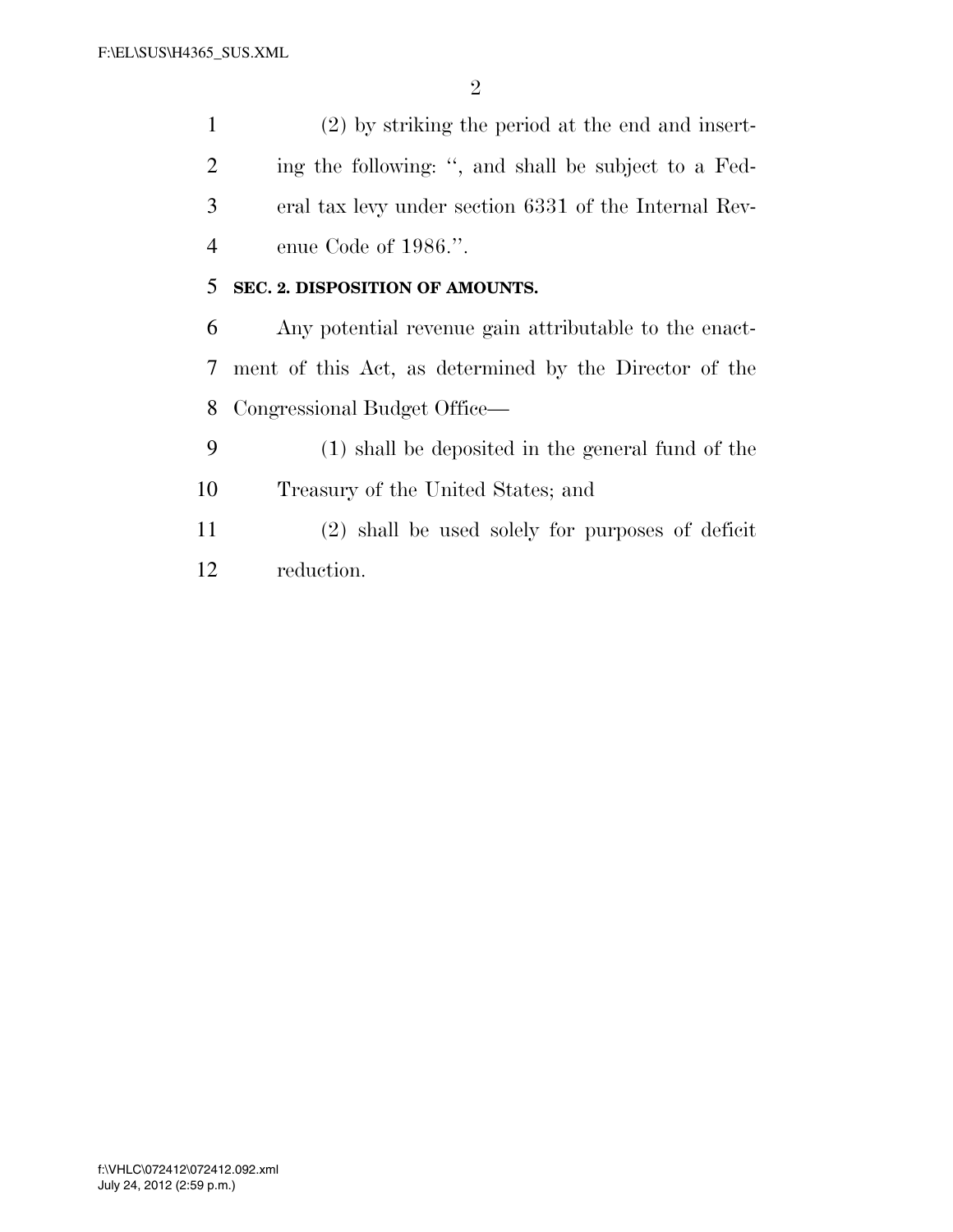(2) by striking the period at the end and inserting the following: ‘‘, and shall be subject to a Federal tax levy under section 6331 of the Internal Revenue Code of 1986.’’.

**SEC. 2. DISPOSITION OF AMOUNTS.**

Any potential revenue gain attributable to the enactment of this Act, as determined by the Director of the Congressional Budget Office—

(1) shall be deposited in the general fund of the Treasury of the United States; and

(2) shall be used solely for purposes of deficit reduction.